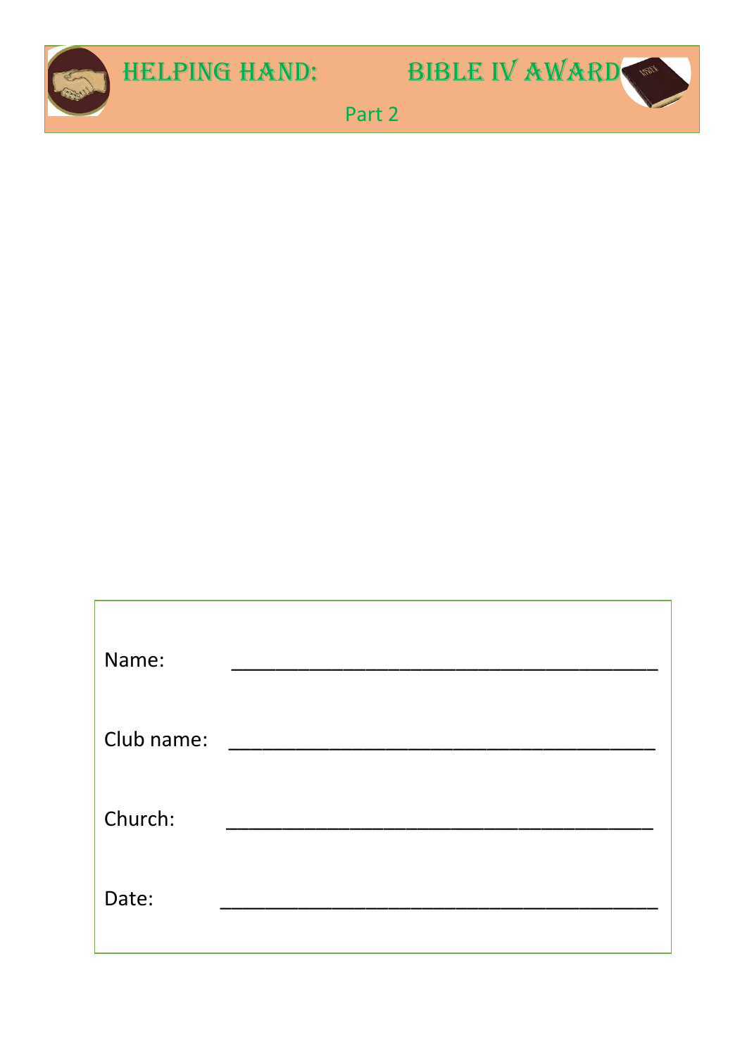# HELPING HAND: BIBLE IV AWARD

Part 2

Name: ______________________________________

Club name: ______________________________________

Church: ______________________________________

Date: ______________________________________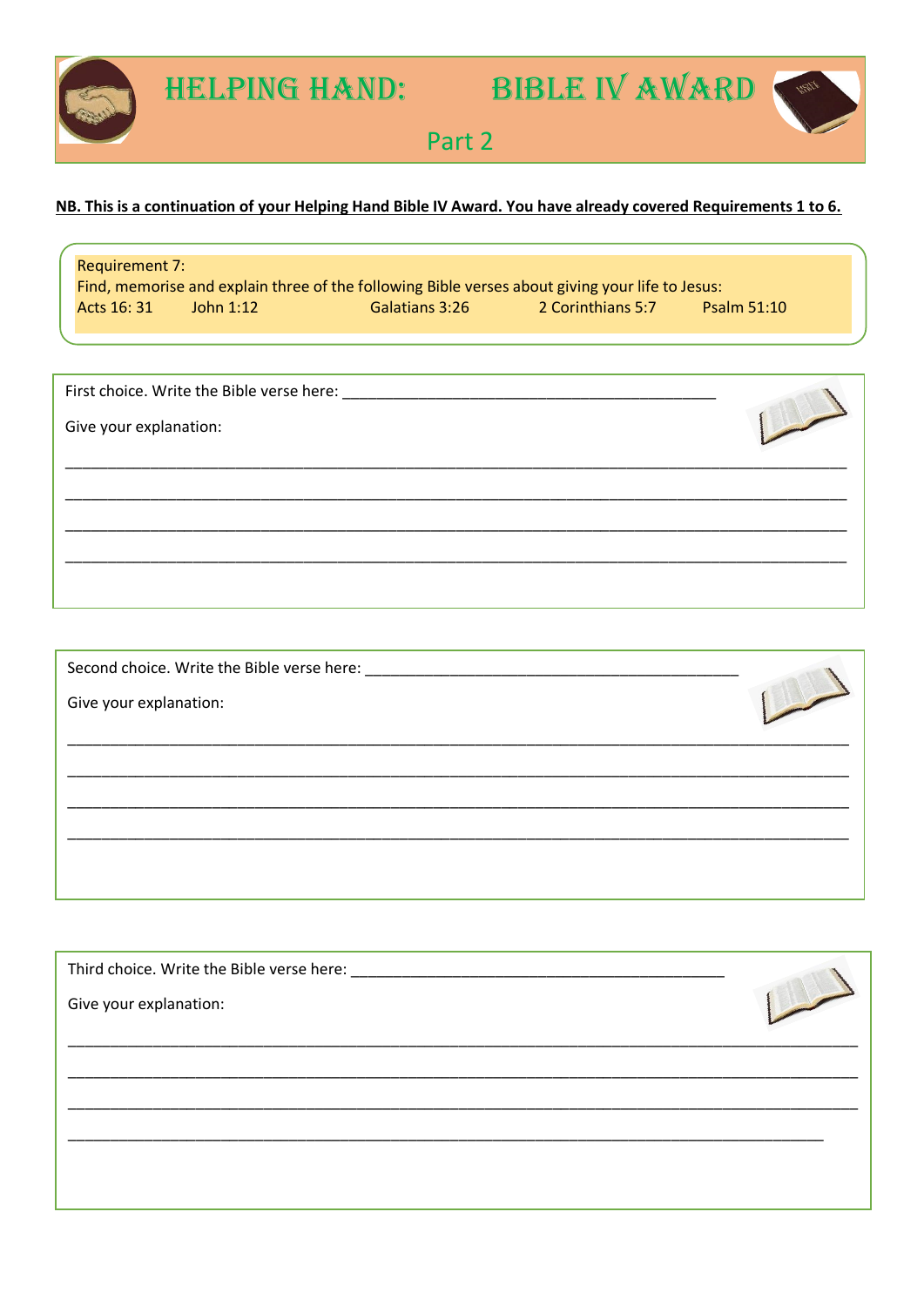# HELPING HAND: BIBLE IV AWARD

## Part 2

**NB. This is a continuation of your Helping Hand Bible IV Award. You have already covered Requirements 1 to 6.**

Requirement 7:
Find, memorise and explain three of the following Bible verses about giving your life to Jesus:
Acts 16: 31 John 1:12 Galatians 3:26 2 Corinthians 5:7 Psalm 51:10

First choice. Write the Bible verse here: ____________________________________________

Give your explanation:

______________________________________________________________________________________________

______________________________________________________________________________________________

______________________________________________________________________________________________

______________________________________________________________________________________________

Second choice. Write the Bible verse here: ____________________________________________

Give your explanation:

______________________________________________________________________________________________

______________________________________________________________________________________________

______________________________________________________________________________________________

______________________________________________________________________________________________

Third choice. Write the Bible verse here: ____________________________________________

Give your explanation:

______________________________________________________________________________________________

______________________________________________________________________________________________

______________________________________________________________________________________________

______________________________________________________________________________________________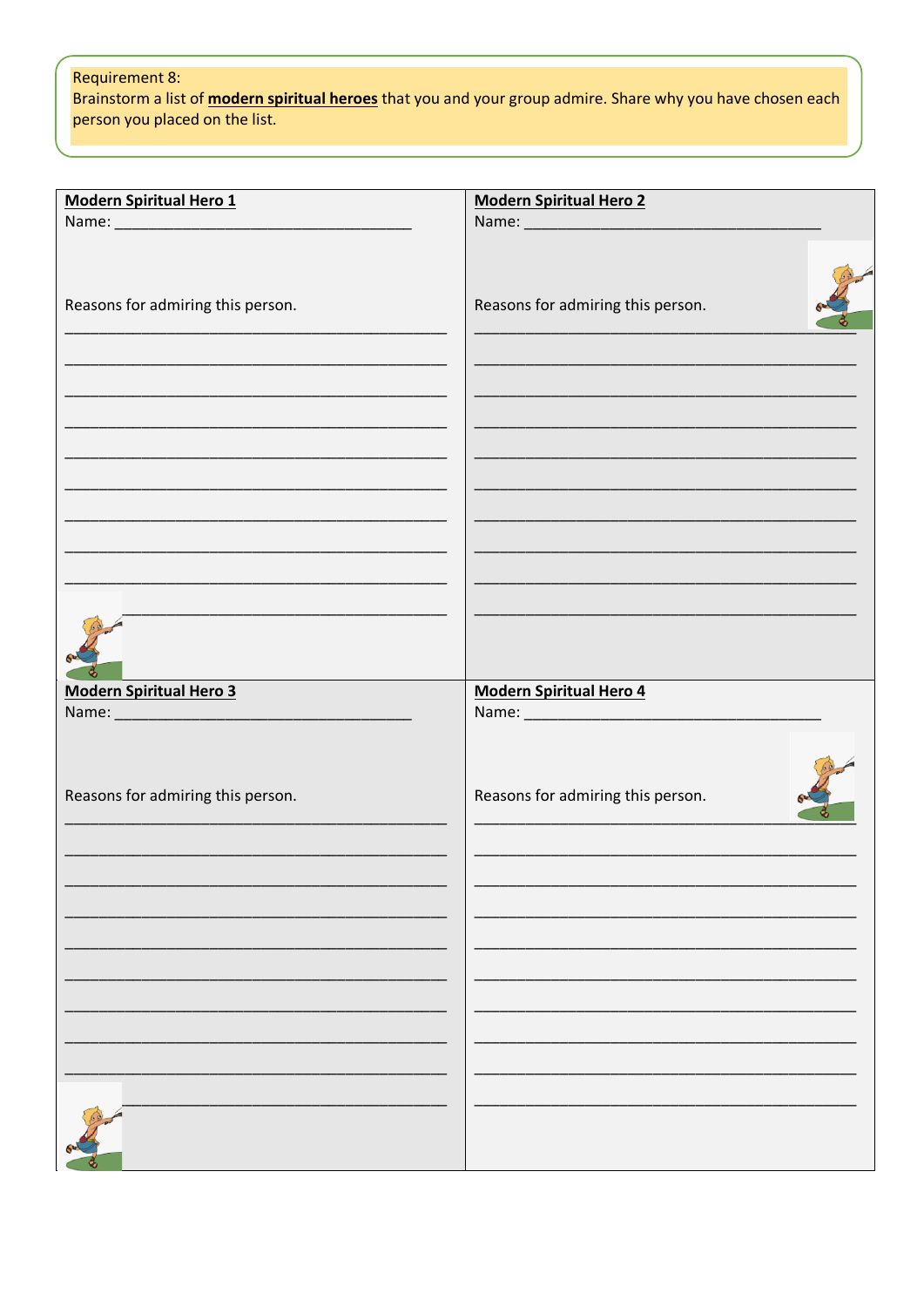Requirement 8:
Brainstorm a list of **modern spiritual heroes** that you and your group admire. Share why you have chosen each person you placed on the list.

**Modern Spiritual Hero 1**

Name: ___________________________________

Reasons for admiring this person.

_____________________________________________

_____________________________________________

_____________________________________________

_____________________________________________

_____________________________________________

_____________________________________________

_____________________________________________

_____________________________________________

_____________________________________________

_____________________________________________

**Modern Spiritual Hero 2**

Name: ___________________________________

Reasons for admiring this person.

_____________________________________________

_____________________________________________

_____________________________________________

_____________________________________________

_____________________________________________

_____________________________________________

_____________________________________________

_____________________________________________

_____________________________________________

_____________________________________________

**Modern Spiritual Hero 3**

Name: ___________________________________

Reasons for admiring this person.

_____________________________________________

_____________________________________________

_____________________________________________

_____________________________________________

_____________________________________________

_____________________________________________

_____________________________________________

_____________________________________________

_____________________________________________

_____________________________________________

**Modern Spiritual Hero 4**

Name: ___________________________________

Reasons for admiring this person.

_____________________________________________

_____________________________________________

_____________________________________________

_____________________________________________

_____________________________________________

_____________________________________________

_____________________________________________

_____________________________________________

_____________________________________________

_____________________________________________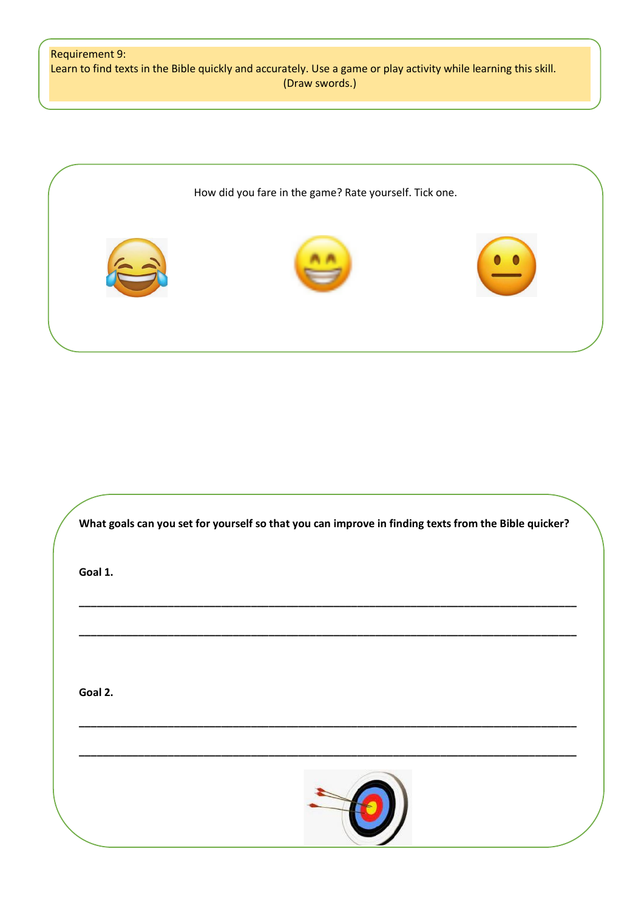Requirement 9:
Learn to find texts in the Bible quickly and accurately. Use a game or play activity while learning this skill. (Draw swords.)

How did you fare in the game? Rate yourself. Tick one.

**What goals can you set for yourself so that you can improve in finding texts from the Bible quicker?**

**Goal 1.**

______________________________________________________________________________

______________________________________________________________________________

**Goal 2.**

______________________________________________________________________________

______________________________________________________________________________